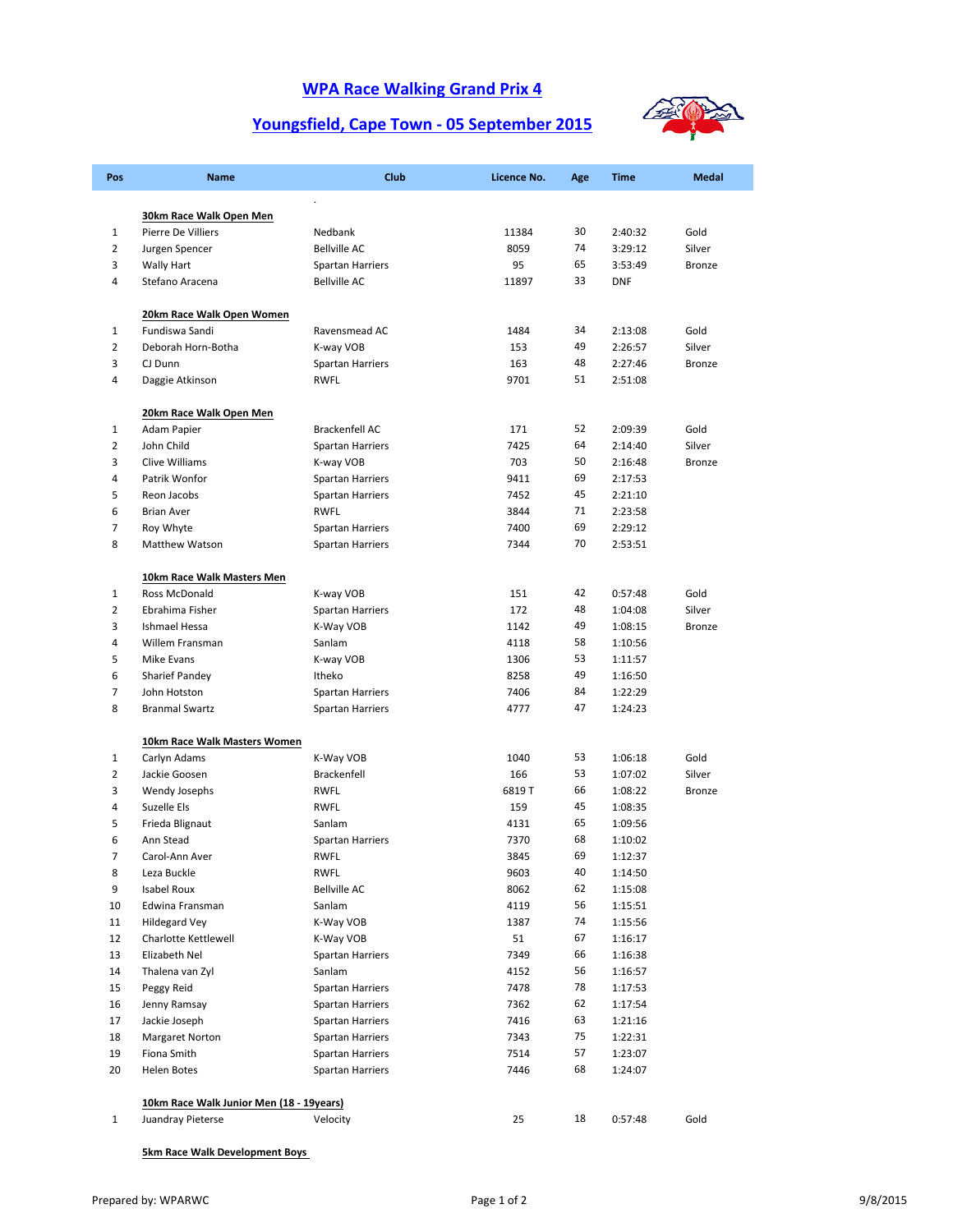# WPA Race Walking Grand Prix 4

## Youngsfield, Cape Town - 05 September 2015

| Pos | Name | Club | Licence No. | Age | Time | Medal |
|---|---|---|---|---|---|---|
| | **30km Race Walk Open Men** | | | | | |
| 1 | Pierre De Villiers | Nedbank | 11384 | 30 | 2:40:32 | Gold |
| 2 | Jurgen Spencer | Bellville AC | 8059 | 74 | 3:29:12 | Silver |
| 3 | Wally Hart | Spartan Harriers | 95 | 65 | 3:53:49 | Bronze |
| 4 | Stefano Aracena | Bellville AC | 11897 | 33 | DNF | |
| | **20km Race Walk Open Women** | | | | | |
| 1 | Fundiswa Sandi | Ravensmead AC | 1484 | 34 | 2:13:08 | Gold |
| 2 | Deborah Horn-Botha | K-way VOB | 153 | 49 | 2:26:57 | Silver |
| 3 | CJ Dunn | Spartan Harriers | 163 | 48 | 2:27:46 | Bronze |
| 4 | Daggie Atkinson | RWFL | 9701 | 51 | 2:51:08 | |
| | **20km Race Walk Open Men** | | | | | |
| 1 | Adam Papier | Brackenfell AC | 171 | 52 | 2:09:39 | Gold |
| 2 | John Child | Spartan Harriers | 7425 | 64 | 2:14:40 | Silver |
| 3 | Clive Williams | K-way VOB | 703 | 50 | 2:16:48 | Bronze |
| 4 | Patrik Wonfor | Spartan Harriers | 9411 | 69 | 2:17:53 | |
| 5 | Reon Jacobs | Spartan Harriers | 7452 | 45 | 2:21:10 | |
| 6 | Brian Aver | RWFL | 3844 | 71 | 2:23:58 | |
| 7 | Roy Whyte | Spartan Harriers | 7400 | 69 | 2:29:12 | |
| 8 | Matthew Watson | Spartan Harriers | 7344 | 70 | 2:53:51 | |
| | **10km Race Walk Masters Men** | | | | | |
| 1 | Ross McDonald | K-way VOB | 151 | 42 | 0:57:48 | Gold |
| 2 | Ebrahima Fisher | Spartan Harriers | 172 | 48 | 1:04:08 | Silver |
| 3 | Ishmael Hessa | K-Way VOB | 1142 | 49 | 1:08:15 | Bronze |
| 4 | Willem Fransman | Sanlam | 4118 | 58 | 1:10:56 | |
| 5 | Mike Evans | K-way VOB | 1306 | 53 | 1:11:57 | |
| 6 | Sharief Pandey | Itheko | 8258 | 49 | 1:16:50 | |
| 7 | John Hotston | Spartan Harriers | 7406 | 84 | 1:22:29 | |
| 8 | Branmal Swartz | Spartan Harriers | 4777 | 47 | 1:24:23 | |
| | **10km Race Walk Masters Women** | | | | | |
| 1 | Carlyn Adams | K-Way VOB | 1040 | 53 | 1:06:18 | Gold |
| 2 | Jackie Goosen | Brackenfell | 166 | 53 | 1:07:02 | Silver |
| 3 | Wendy Josephs | RWFL | 6819 T | 66 | 1:08:22 | Bronze |
| 4 | Suzelle Els | RWFL | 159 | 45 | 1:08:35 | |
| 5 | Frieda Blignaut | Sanlam | 4131 | 65 | 1:09:56 | |
| 6 | Ann Stead | Spartan Harriers | 7370 | 68 | 1:10:02 | |
| 7 | Carol-Ann Aver | RWFL | 3845 | 69 | 1:12:37 | |
| 8 | Leza Buckle | RWFL | 9603 | 40 | 1:14:50 | |
| 9 | Isabel Roux | Bellville AC | 8062 | 62 | 1:15:08 | |
| 10 | Edwina Fransman | Sanlam | 4119 | 56 | 1:15:51 | |
| 11 | Hildegard Vey | K-Way VOB | 1387 | 74 | 1:15:56 | |
| 12 | Charlotte Kettlewell | K-Way VOB | 51 | 67 | 1:16:17 | |
| 13 | Elizabeth Nel | Spartan Harriers | 7349 | 66 | 1:16:38 | |
| 14 | Thalena van Zyl | Sanlam | 4152 | 56 | 1:16:57 | |
| 15 | Peggy Reid | Spartan Harriers | 7478 | 78 | 1:17:53 | |
| 16 | Jenny Ramsay | Spartan Harriers | 7362 | 62 | 1:17:54 | |
| 17 | Jackie Joseph | Spartan Harriers | 7416 | 63 | 1:21:16 | |
| 18 | Margaret Norton | Spartan Harriers | 7343 | 75 | 1:22:31 | |
| 19 | Fiona Smith | Spartan Harriers | 7514 | 57 | 1:23:07 | |
| 20 | Helen Botes | Spartan Harriers | 7446 | 68 | 1:24:07 | |
| | **10km Race Walk Junior Men (18 - 19years)** | | | | | |
| 1 | Juandray Pieterse | Velocity | 25 | 18 | 0:57:48 | Gold |
| | **5km Race Walk Development Boys** | | | | | |

Prepared by: WPARWC

9/8/2015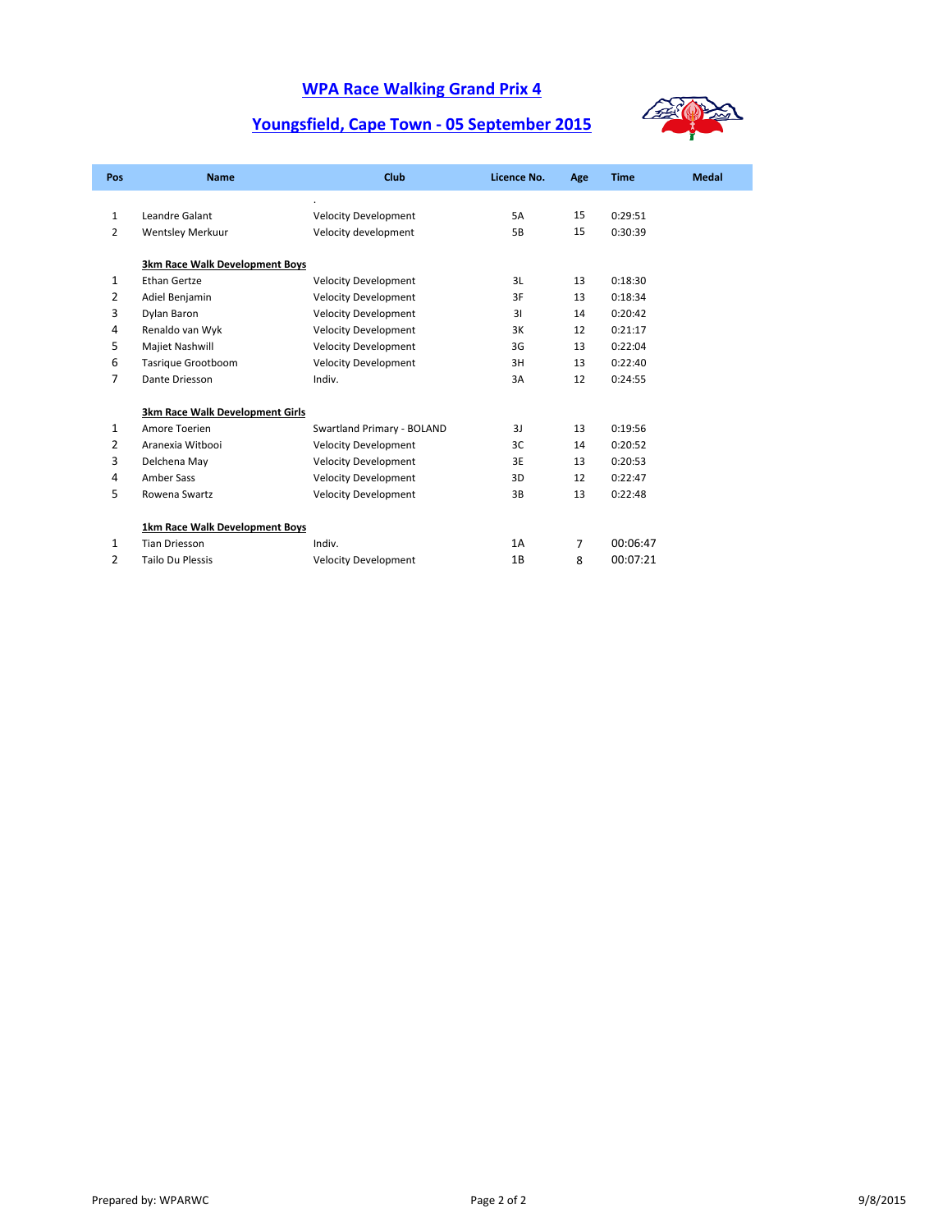# WPA Race Walking Grand Prix 4

## Youngsfield, Cape Town - 05 September 2015

| Pos | Name | Club | Licence No. | Age | Time | Medal |
|---|---|---|---|---|---|---|
| | | . | | | | |
| 1 | Leandre Galant | Velocity Development | 5A | 15 | 0:29:51 | |
| 2 | Wentsley Merkuur | Velocity development | 5B | 15 | 0:30:39 | |
| | **3km Race Walk Development Boys** | | | | | |
| 1 | Ethan Gertze | Velocity Development | 3L | 13 | 0:18:30 | |
| 2 | Adiel Benjamin | Velocity Development | 3F | 13 | 0:18:34 | |
| 3 | Dylan Baron | Velocity Development | 3I | 14 | 0:20:42 | |
| 4 | Renaldo van Wyk | Velocity Development | 3K | 12 | 0:21:17 | |
| 5 | Majiet Nashwill | Velocity Development | 3G | 13 | 0:22:04 | |
| 6 | Tasrique Grootboom | Velocity Development | 3H | 13 | 0:22:40 | |
| 7 | Dante Driesson | Indiv. | 3A | 12 | 0:24:55 | |
| | **3km Race Walk Development Girls** | | | | | |
| 1 | Amore Toerien | Swartland Primary - BOLAND | 3J | 13 | 0:19:56 | |
| 2 | Aranexia Witbooi | Velocity Development | 3C | 14 | 0:20:52 | |
| 3 | Delchena May | Velocity Development | 3E | 13 | 0:20:53 | |
| 4 | Amber Sass | Velocity Development | 3D | 12 | 0:22:47 | |
| 5 | Rowena Swartz | Velocity Development | 3B | 13 | 0:22:48 | |
| | **1km Race Walk Development Boys** | | | | | |
| 1 | Tian Driesson | Indiv. | 1A | 7 | 00:06:47 | |
| 2 | Tailo Du Plessis | Velocity Development | 1B | 8 | 00:07:21 | |

Prepared by: WPARWC

9/8/2015